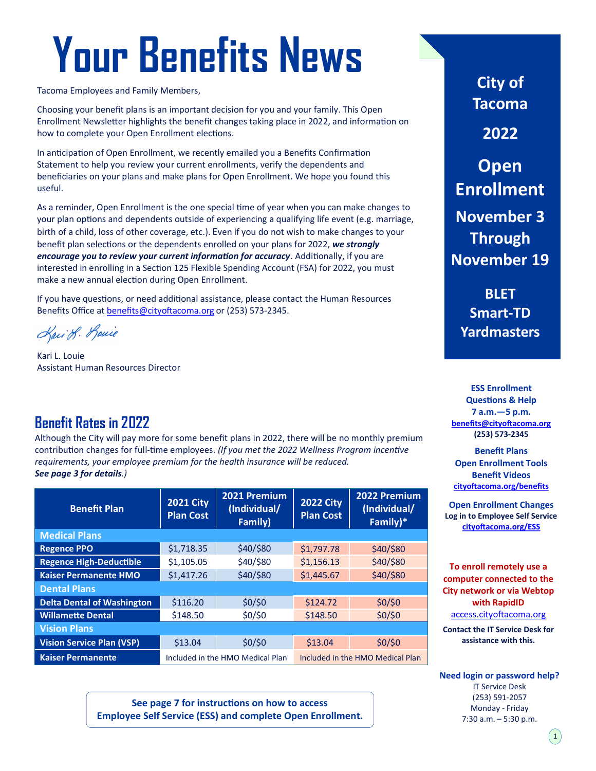# Your Benefits News

Tacoma Employees and Family Members,

Choosing your benefit plans is an important decision for you and your family. This Open Enrollment Newsletter highlights the benefit changes taking place in 2022, and information on how to complete your Open Enrollment elections.

In anticipation of Open Enrollment, we recently emailed you a Benefits Confirmation Statement to help you review your current enrollments, verify the dependents and beneficiaries on your plans and make plans for Open Enrollment. We hope you found this useful.

As a reminder, Open Enrollment is the one special time of year when you can make changes to your plan options and dependents outside of experiencing a qualifying life event (e.g. marriage, birth of a child, loss of other coverage, etc.). Even if you do not wish to make changes to your benefit plan selections or the dependents enrolled on your plans for 2022, ***we strongly encourage you to review your current information for accuracy***. Additionally, if you are interested in enrolling in a Section 125 Flexible Spending Account (FSA) for 2022, you must make a new annual election during Open Enrollment.

If you have questions, or need additional assistance, please contact the Human Resources Benefits Office at benefits@cityoftacoma.org or (253) 573-2345.

Kari L. Louie
Assistant Human Resources Director

## Benefit Rates in 2022

Although the City will pay more for some benefit plans in 2022, there will be no monthly premium contribution changes for full-time employees. *(If you met the 2022 Wellness Program incentive requirements, your employee premium for the health insurance will be reduced.* ***See page 3 for details****.)*

| Benefit Plan | 2021 City Plan Cost | 2021 Premium (Individual/ Family) | 2022 City Plan Cost | 2022 Premium (Individual/ Family)* |
|---|---|---|---|---|
| **Medical Plans** | | | | |
| **Regence PPO** | $1,718.35 | $40/$80 | $1,797.78 | $40/$80 |
| **Regence High-Deductible** | $1,105.05 | $40/$80 | $1,156.13 | $40/$80 |
| **Kaiser Permanente HMO** | $1,417.26 | $40/$80 | $1,445.67 | $40/$80 |
| **Dental Plans** | | | | |
| **Delta Dental of Washington** | $116.20 | $0/$0 | $124.72 | $0/$0 |
| **Willamette Dental** | $148.50 | $0/$0 | $148.50 | $0/$0 |
| **Vision Plans** | | | | |
| **Vision Service Plan (VSP)** | $13.04 | $0/$0 | $13.04 | $0/$0 |
| **Kaiser Permanente** | Included in the HMO Medical Plan | | Included in the HMO Medical Plan | |

**See page 7 for instructions on how to access Employee Self Service (ESS) and complete Open Enrollment.**

**City of Tacoma**

**2022**

**Open Enrollment**

**November 3 Through November 19**

**BLET**
**Smart-TD**
**Yardmasters**

**ESS Enrollment Questions & Help**
**7 a.m.—5 p.m.**
**benefits@cityoftacoma.org**
**(253) 573-2345**

**Benefit Plans**
**Open Enrollment Tools**
**Benefit Videos**
**cityoftacoma.org/benefits**

**Open Enrollment Changes**
**Log in to Employee Self Service**
**cityoftacoma.org/ESS**

**To enroll remotely use a computer connected to the City network or via Webtop with RapidID**
access.cityoftacoma.org

**Contact the IT Service Desk for assistance with this.**

**Need login or password help?**
IT Service Desk
(253) 591-2057
Monday - Friday
7:30 a.m. – 5:30 p.m.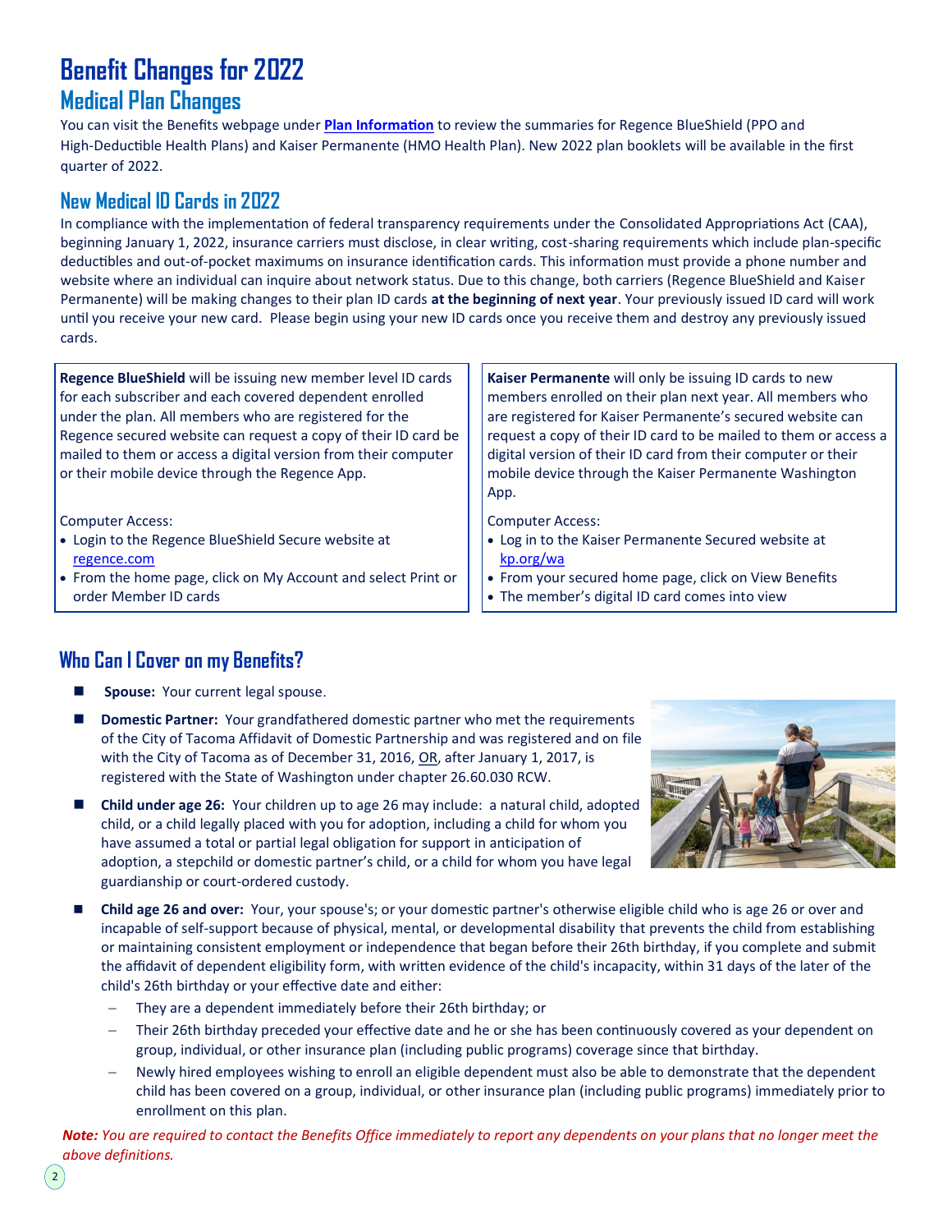# Benefit Changes for 2022

## Medical Plan Changes

You can visit the Benefits webpage under **Plan Information** to review the summaries for Regence BlueShield (PPO and High-Deductible Health Plans) and Kaiser Permanente (HMO Health Plan). New 2022 plan booklets will be available in the first quarter of 2022.

### New Medical ID Cards in 2022

In compliance with the implementation of federal transparency requirements under the Consolidated Appropriations Act (CAA), beginning January 1, 2022, insurance carriers must disclose, in clear writing, cost-sharing requirements which include plan-specific deductibles and out-of-pocket maximums on insurance identification cards. This information must provide a phone number and website where an individual can inquire about network status. Due to this change, both carriers (Regence BlueShield and Kaiser Permanente) will be making changes to their plan ID cards **at the beginning of next year**. Your previously issued ID card will work until you receive your new card. Please begin using your new ID cards once you receive them and destroy any previously issued cards.

**Regence BlueShield** will be issuing new member level ID cards for each subscriber and each covered dependent enrolled under the plan. All members who are registered for the Regence secured website can request a copy of their ID card be mailed to them or access a digital version from their computer or their mobile device through the Regence App.

Computer Access:

- Login to the Regence BlueShield Secure website at regence.com
- From the home page, click on My Account and select Print or order Member ID cards

**Kaiser Permanente** will only be issuing ID cards to new members enrolled on their plan next year. All members who are registered for Kaiser Permanente's secured website can request a copy of their ID card to be mailed to them or access a digital version of their ID card from their computer or their mobile device through the Kaiser Permanente Washington App.

Computer Access:

- Log in to the Kaiser Permanente Secured website at kp.org/wa
- From your secured home page, click on View Benefits
- The member's digital ID card comes into view

### Who Can I Cover on my Benefits?

- **Spouse:** Your current legal spouse.
- **Domestic Partner:** Your grandfathered domestic partner who met the requirements of the City of Tacoma Affidavit of Domestic Partnership and was registered and on file with the City of Tacoma as of December 31, 2016, OR, after January 1, 2017, is registered with the State of Washington under chapter 26.60.030 RCW.
- **Child under age 26:** Your children up to age 26 may include: a natural child, adopted child, or a child legally placed with you for adoption, including a child for whom you have assumed a total or partial legal obligation for support in anticipation of adoption, a stepchild or domestic partner's child, or a child for whom you have legal guardianship or court-ordered custody.
- **Child age 26 and over:** Your, your spouse's; or your domestic partner's otherwise eligible child who is age 26 or over and incapable of self-support because of physical, mental, or developmental disability that prevents the child from establishing or maintaining consistent employment or independence that began before their 26th birthday, if you complete and submit the affidavit of dependent eligibility form, with written evidence of the child's incapacity, within 31 days of the later of the child's 26th birthday or your effective date and either:
  - They are a dependent immediately before their 26th birthday; or
  - Their 26th birthday preceded your effective date and he or she has been continuously covered as your dependent on group, individual, or other insurance plan (including public programs) coverage since that birthday.
  - Newly hired employees wishing to enroll an eligible dependent must also be able to demonstrate that the dependent child has been covered on a group, individual, or other insurance plan (including public programs) immediately prior to enrollment on this plan.

***Note:*** *You are required to contact the Benefits Office immediately to report any dependents on your plans that no longer meet the above definitions.*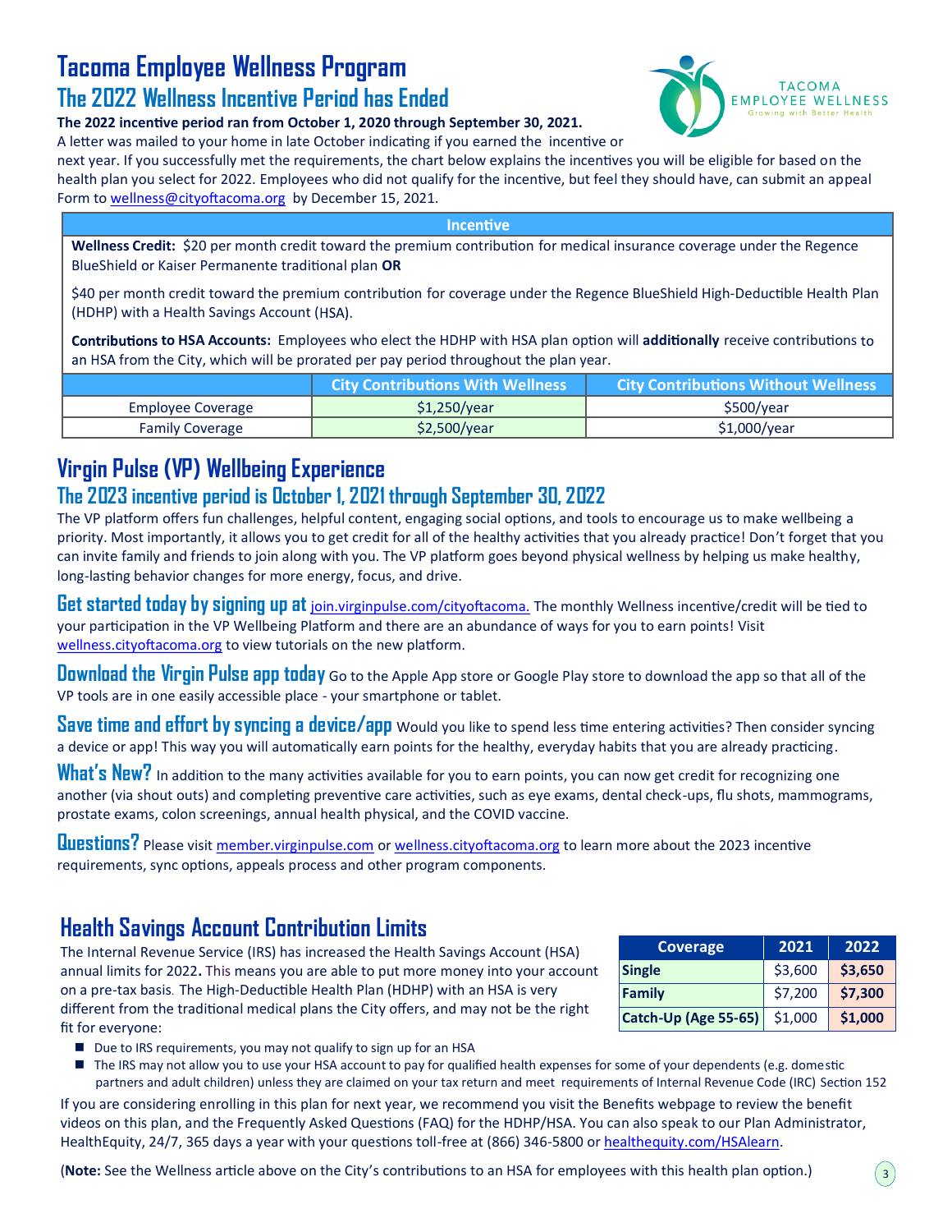# Tacoma Employee Wellness Program

## The 2022 Wellness Incentive Period has Ended

**The 2022 incentive period ran from October 1, 2020 through September 30, 2021.**

A letter was mailed to your home in late October indicating if you earned the incentive or next year. If you successfully met the requirements, the chart below explains the incentives you will be eligible for based on the health plan you select for 2022. Employees who did not qualify for the incentive, but feel they should have, can submit an appeal Form to wellness@cityoftacoma.org by December 15, 2021.

| Incentive | | |
|---|---|---|
| **Wellness Credit:** $20 per month credit toward the premium contribution for medical insurance coverage under the Regence BlueShield or Kaiser Permanente traditional plan **OR**<br><br>$40 per month credit toward the premium contribution for coverage under the Regence BlueShield High-Deductible Health Plan (HDHP) with a Health Savings Account (HSA).<br><br>**Contributions to HSA Accounts:** Employees who elect the HDHP with HSA plan option will **additionally** receive contributions to an HSA from the City, which will be prorated per pay period throughout the plan year. | | |
| | **City Contributions With Wellness** | **City Contributions Without Wellness** |
| Employee Coverage | $1,250/year | $500/year |
| Family Coverage | $2,500/year | $1,000/year |

# Virgin Pulse (VP) Wellbeing Experience

## The 2023 incentive period is October 1, 2021 through September 30, 2022

The VP platform offers fun challenges, helpful content, engaging social options, and tools to encourage us to make wellbeing a priority. Most importantly, it allows you to get credit for all of the healthy activities that you already practice! Don't forget that you can invite family and friends to join along with you. The VP platform goes beyond physical wellness by helping us make healthy, long-lasting behavior changes for more energy, focus, and drive.

**Get started today by signing up at** join.virginpulse.com/cityoftacoma. The monthly Wellness incentive/credit will be tied to your participation in the VP Wellbeing Platform and there are an abundance of ways for you to earn points! Visit wellness.cityoftacoma.org to view tutorials on the new platform.

**Download the Virgin Pulse app today** Go to the Apple App store or Google Play store to download the app so that all of the VP tools are in one easily accessible place - your smartphone or tablet.

**Save time and effort by syncing a device/app** Would you like to spend less time entering activities? Then consider syncing a device or app! This way you will automatically earn points for the healthy, everyday habits that you are already practicing.

**What's New?** In addition to the many activities available for you to earn points, you can now get credit for recognizing one another (via shout outs) and completing preventive care activities, such as eye exams, dental check-ups, flu shots, mammograms, prostate exams, colon screenings, annual health physical, and the COVID vaccine.

**Questions?** Please visit member.virginpulse.com or wellness.cityoftacoma.org to learn more about the 2023 incentive requirements, sync options, appeals process and other program components.

# Health Savings Account Contribution Limits

The Internal Revenue Service (IRS) has increased the Health Savings Account (HSA) annual limits for 2022**.** This means you are able to put more money into your account on a pre-tax basis. The High-Deductible Health Plan (HDHP) with an HSA is very different from the traditional medical plans the City offers, and may not be the right fit for everyone:

| Coverage | 2021 | 2022 |
|---|---|---|
| **Single** | $3,600 | **$3,650** |
| **Family** | $7,200 | **$7,300** |
| **Catch-Up (Age 55-65)** | $1,000 | **$1,000** |

- Due to IRS requirements, you may not qualify to sign up for an HSA
- The IRS may not allow you to use your HSA account to pay for qualified health expenses for some of your dependents (e.g. domestic partners and adult children) unless they are claimed on your tax return and meet requirements of Internal Revenue Code (IRC) Section 152

If you are considering enrolling in this plan for next year, we recommend you visit the Benefits webpage to review the benefit videos on this plan, and the Frequently Asked Questions (FAQ) for the HDHP/HSA. You can also speak to our Plan Administrator, HealthEquity, 24/7, 365 days a year with your questions toll-free at (866) 346-5800 or healthequity.com/HSAlearn.

(**Note:** See the Wellness article above on the City's contributions to an HSA for employees with this health plan option.)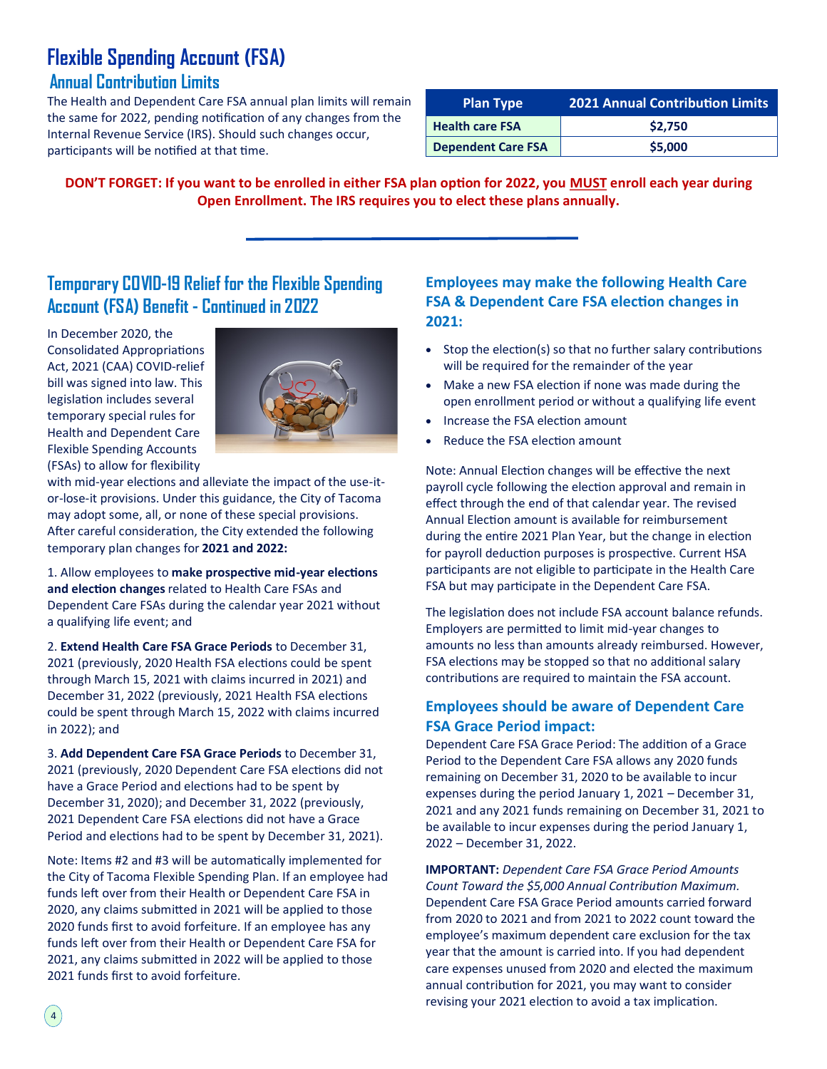# Flexible Spending Account (FSA)

## Annual Contribution Limits

The Health and Dependent Care FSA annual plan limits will remain the same for 2022, pending notification of any changes from the Internal Revenue Service (IRS). Should such changes occur, participants will be notified at that time.

| Plan Type | 2021 Annual Contribution Limits |
|---|---|
| Health care FSA | $2,750 |
| Dependent Care FSA | $5,000 |

**DON'T FORGET: If you want to be enrolled in either FSA plan option for 2022, you MUST enroll each year during Open Enrollment. The IRS requires you to elect these plans annually.**

## Temporary COVID-19 Relief for the Flexible Spending Account (FSA) Benefit - Continued in 2022

In December 2020, the Consolidated Appropriations Act, 2021 (CAA) COVID-relief bill was signed into law. This legislation includes several temporary special rules for Health and Dependent Care Flexible Spending Accounts (FSAs) to allow for flexibility with mid-year elections and alleviate the impact of the use-it-or-lose-it provisions. Under this guidance, the City of Tacoma may adopt some, all, or none of these special provisions. After careful consideration, the City extended the following temporary plan changes for **2021 and 2022:**

1. Allow employees to **make prospective mid-year elections and election changes** related to Health Care FSAs and Dependent Care FSAs during the calendar year 2021 without a qualifying life event; and

2. **Extend Health Care FSA Grace Periods** to December 31, 2021 (previously, 2020 Health FSA elections could be spent through March 15, 2021 with claims incurred in 2021) and December 31, 2022 (previously, 2021 Health FSA elections could be spent through March 15, 2022 with claims incurred in 2022); and

3. **Add Dependent Care FSA Grace Periods** to December 31, 2021 (previously, 2020 Dependent Care FSA elections did not have a Grace Period and elections had to be spent by December 31, 2020); and December 31, 2022 (previously, 2021 Dependent Care FSA elections did not have a Grace Period and elections had to be spent by December 31, 2021).

Note: Items #2 and #3 will be automatically implemented for the City of Tacoma Flexible Spending Plan. If an employee had funds left over from their Health or Dependent Care FSA in 2020, any claims submitted in 2021 will be applied to those 2020 funds first to avoid forfeiture. If an employee has any funds left over from their Health or Dependent Care FSA for 2021, any claims submitted in 2022 will be applied to those 2021 funds first to avoid forfeiture.

### Employees may make the following Health Care FSA & Dependent Care FSA election changes in 2021:

- Stop the election(s) so that no further salary contributions will be required for the remainder of the year
- Make a new FSA election if none was made during the open enrollment period or without a qualifying life event
- Increase the FSA election amount
- Reduce the FSA election amount

Note: Annual Election changes will be effective the next payroll cycle following the election approval and remain in effect through the end of that calendar year. The revised Annual Election amount is available for reimbursement during the entire 2021 Plan Year, but the change in election for payroll deduction purposes is prospective. Current HSA participants are not eligible to participate in the Health Care FSA but may participate in the Dependent Care FSA.

The legislation does not include FSA account balance refunds. Employers are permitted to limit mid-year changes to amounts no less than amounts already reimbursed. However, FSA elections may be stopped so that no additional salary contributions are required to maintain the FSA account.

### Employees should be aware of Dependent Care FSA Grace Period impact:

Dependent Care FSA Grace Period: The addition of a Grace Period to the Dependent Care FSA allows any 2020 funds remaining on December 31, 2020 to be available to incur expenses during the period January 1, 2021 – December 31, 2021 and any 2021 funds remaining on December 31, 2021 to be available to incur expenses during the period January 1, 2022 – December 31, 2022.

**IMPORTANT:** *Dependent Care FSA Grace Period Amounts Count Toward the $5,000 Annual Contribution Maximum.* Dependent Care FSA Grace Period amounts carried forward from 2020 to 2021 and from 2021 to 2022 count toward the employee's maximum dependent care exclusion for the tax year that the amount is carried into. If you had dependent care expenses unused from 2020 and elected the maximum annual contribution for 2021, you may want to consider revising your 2021 election to avoid a tax implication.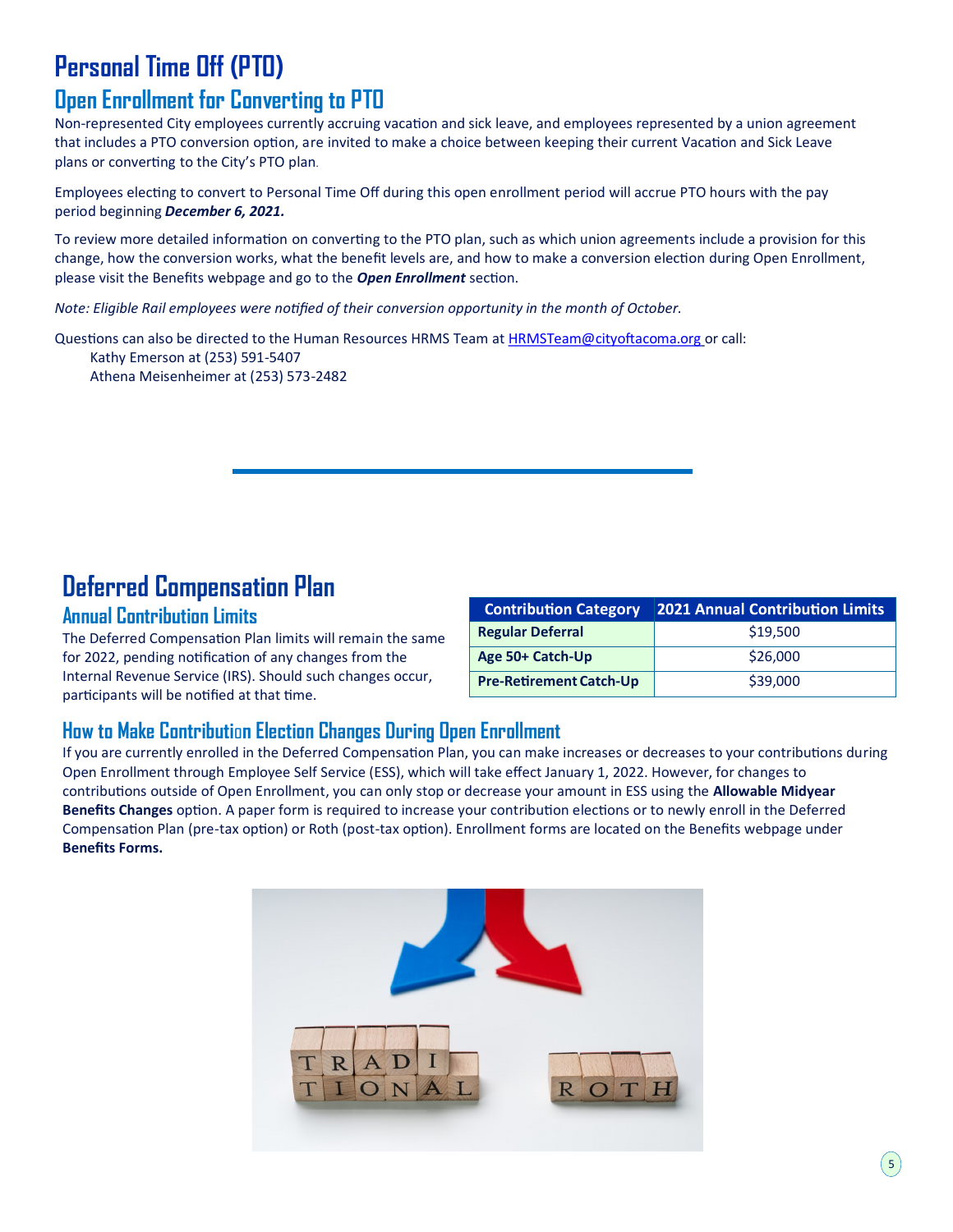# Personal Time Off (PTO)

## Open Enrollment for Converting to PTO

Non-represented City employees currently accruing vacation and sick leave, and employees represented by a union agreement that includes a PTO conversion option, are invited to make a choice between keeping their current Vacation and Sick Leave plans or converting to the City's PTO plan.

Employees electing to convert to Personal Time Off during this open enrollment period will accrue PTO hours with the pay period beginning ***December 6, 2021.***

To review more detailed information on converting to the PTO plan, such as which union agreements include a provision for this change, how the conversion works, what the benefit levels are, and how to make a conversion election during Open Enrollment, please visit the Benefits webpage and go to the ***Open Enrollment*** section.

*Note: Eligible Rail employees were notified of their conversion opportunity in the month of October.*

Questions can also be directed to the Human Resources HRMS Team at HRMSTeam@cityoftacoma.org or call:

Kathy Emerson at (253) 591-5407
Athena Meisenheimer at (253) 573-2482

# Deferred Compensation Plan

## Annual Contribution Limits

The Deferred Compensation Plan limits will remain the same for 2022, pending notification of any changes from the Internal Revenue Service (IRS). Should such changes occur, participants will be notified at that time.

| Contribution Category | 2021 Annual Contribution Limits |
|---|---|
| **Regular Deferral** | $19,500 |
| **Age 50+ Catch-Up** | $26,000 |
| **Pre-Retirement Catch-Up** | $39,000 |

## How to Make Contribution Election Changes During Open Enrollment

If you are currently enrolled in the Deferred Compensation Plan, you can make increases or decreases to your contributions during Open Enrollment through Employee Self Service (ESS), which will take effect January 1, 2022. However, for changes to contributions outside of Open Enrollment, you can only stop or decrease your amount in ESS using the **Allowable Midyear Benefits Changes** option. A paper form is required to increase your contribution elections or to newly enroll in the Deferred Compensation Plan (pre-tax option) or Roth (post-tax option). Enrollment forms are located on the Benefits webpage under **Benefits Forms.**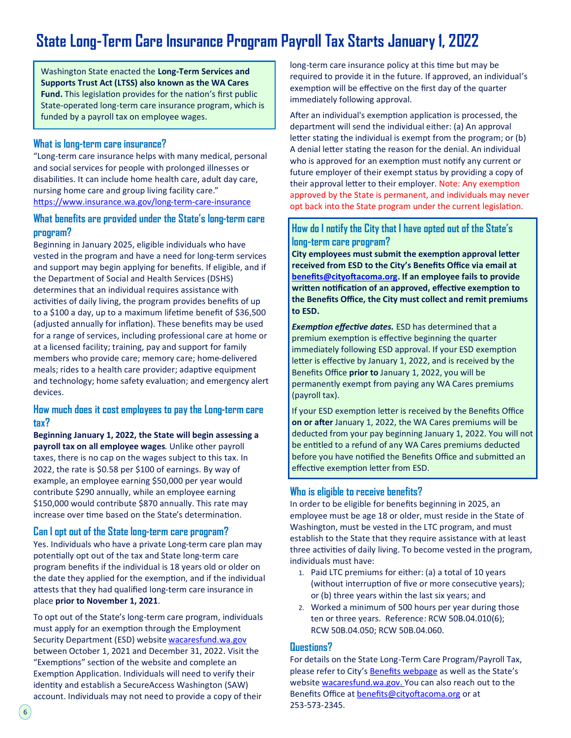# State Long-Term Care Insurance Program Payroll Tax Starts January 1, 2022

Washington State enacted the **Long-Term Services and Supports Trust Act (LTSS) also known as the WA Cares Fund.** This legislation provides for the nation's first public State-operated long-term care insurance program, which is funded by a payroll tax on employee wages.

### What is long-term care insurance?

"Long-term care insurance helps with many medical, personal and social services for people with prolonged illnesses or disabilities. It can include home health care, adult day care, nursing home care and group living facility care."
https://www.insurance.wa.gov/long-term-care-insurance

### What benefits are provided under the State's long-term care program?

Beginning in January 2025, eligible individuals who have vested in the program and have a need for long-term services and support may begin applying for benefits. If eligible, and if the Department of Social and Health Services (DSHS) determines that an individual requires assistance with activities of daily living, the program provides benefits of up to a $100 a day, up to a maximum lifetime benefit of $36,500 (adjusted annually for inflation). These benefits may be used for a range of services, including professional care at home or at a licensed facility; training, pay and support for family members who provide care; memory care; home-delivered meals; rides to a health care provider; adaptive equipment and technology; home safety evaluation; and emergency alert devices.

### How much does it cost employees to pay the Long-term care tax?

**Beginning January 1, 2022, the State will begin assessing a payroll tax on all employee wages***.* Unlike other payroll taxes, there is no cap on the wages subject to this tax. In 2022, the rate is $0.58 per $100 of earnings. By way of example, an employee earning $50,000 per year would contribute $290 annually, while an employee earning $150,000 would contribute $870 annually. This rate may increase over time based on the State's determination.

### Can I opt out of the State long-term care program?

Yes. Individuals who have a private Long-term care plan may potentially opt out of the tax and State long-term care program benefits if the individual is 18 years old or older on the date they applied for the exemption, and if the individual attests that they had qualified long-term care insurance in place **prior to November 1, 2021**.

To opt out of the State's long-term care program, individuals must apply for an exemption through the Employment Security Department (ESD) website wacaresfund.wa.gov between October 1, 2021 and December 31, 2022. Visit the "Exemptions" section of the website and complete an Exemption Application. Individuals will need to verify their identity and establish a SecureAccess Washington (SAW) account. Individuals may not need to provide a copy of their long-term care insurance policy at this time but may be required to provide it in the future. If approved, an individual's exemption will be effective on the first day of the quarter immediately following approval.

After an individual's exemption application is processed, the department will send the individual either: (a) An approval letter stating the individual is exempt from the program; or (b) A denial letter stating the reason for the denial. An individual who is approved for an exemption must notify any current or future employer of their exempt status by providing a copy of their approval letter to their employer. Note: Any exemption approved by the State is permanent, and individuals may never opt back into the State program under the current legislation.

### How do I notify the City that I have opted out of the State's long-term care program?

**City employees must submit the exemption approval letter received from ESD to the City's Benefits Office via email at benefits@cityoftacoma.org. If an employee fails to provide written notification of an approved, effective exemption to the Benefits Office, the City must collect and remit premiums to ESD.**

***Exemption effective dates.*** ESD has determined that a premium exemption is effective beginning the quarter immediately following ESD approval. If your ESD exemption letter is effective by January 1, 2022, and is received by the Benefits Office **prior to** January 1, 2022, you will be permanently exempt from paying any WA Cares premiums (payroll tax).

If your ESD exemption letter is received by the Benefits Office **on or after** January 1, 2022, the WA Cares premiums will be deducted from your pay beginning January 1, 2022. You will not be entitled to a refund of any WA Cares premiums deducted before you have notified the Benefits Office and submitted an effective exemption letter from ESD.

### Who is eligible to receive benefits?

In order to be eligible for benefits beginning in 2025, an employee must be age 18 or older, must reside in the State of Washington, must be vested in the LTC program, and must establish to the State that they require assistance with at least three activities of daily living. To become vested in the program, individuals must have:

1. Paid LTC premiums for either: (a) a total of 10 years (without interruption of five or more consecutive years); or (b) three years within the last six years; and
2. Worked a minimum of 500 hours per year during those ten or three years. Reference: RCW 50B.04.010(6); RCW 50B.04.050; RCW 50B.04.060.

### Questions?

For details on the State Long-Term Care Program/Payroll Tax, please refer to City's Benefits webpage as well as the State's website wacaresfund.wa.gov. You can also reach out to the Benefits Office at benefits@cityoftacoma.org or at 253-573-2345.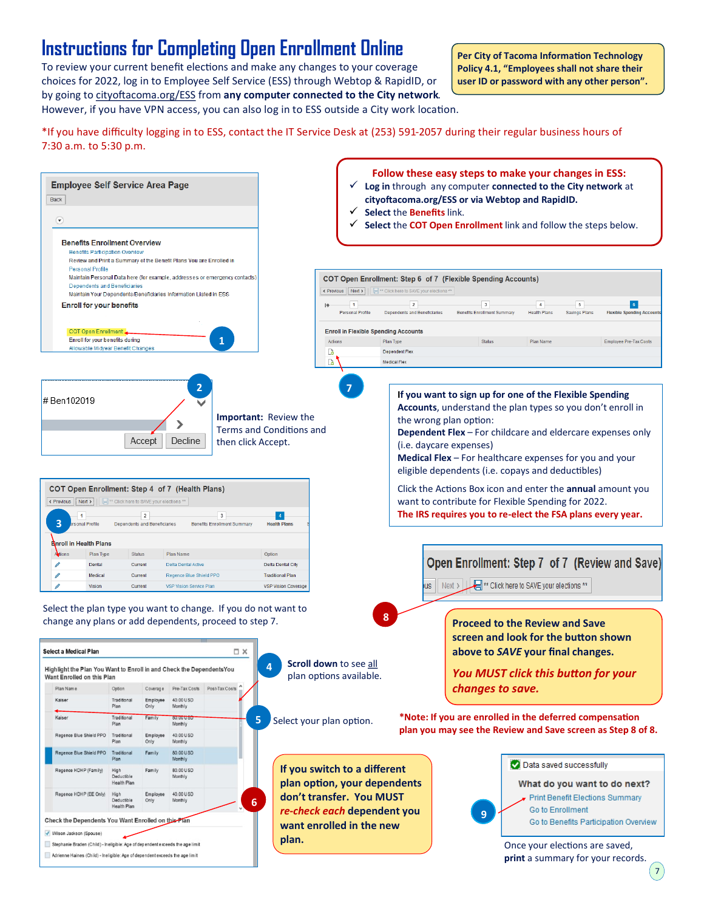# Instructions for Completing Open Enrollment Online

To review your current benefit elections and make any changes to your coverage choices for 2022, log in to Employee Self Service (ESS) through Webtop & RapidID, or by going to cityoftacoma.org/ESS from **any computer connected to the City network**. However, if you have VPN access, you can also log in to ESS outside a City work location.

**Per City of Tacoma Information Technology Policy 4.1, "Employees shall not share their user ID or password with any other person".**

*If you have difficulty logging in to ESS, contact the IT Service Desk at (253) 591-2057 during their regular business hours of 7:30 a.m. to 5:30 p.m.

**Follow these easy steps to make your changes in ESS:**

- ✓ **Log in** through any computer **connected to the City network** at **cityoftacoma.org/ESS or via Webtop and RapidID.**
- ✓ **Select** the **Benefits** link.
- ✓ **Select** the **COT Open Enrollment** link and follow the steps below.

**1** – Employee Self Service Area Page: Benefits Enrollment Overview – Benefits Participation Overview; Review and Print a Summary of the Benefit Plans You are Enrolled in; Personal Profile; Maintain Personal Data here (for example, addresses or emergency contacts); Dependents and Beneficiaries; Maintain Your Dependents/Beneficiaries Information Listed in ESS; Enroll for your benefits; COT Open Enrollment; Enroll for your benefits during; Allowable Midyear Benefit Changes

**2** – # Ben102019 – Accept / Decline

**Important:** Review the Terms and Conditions and then click Accept.

**3** – COT Open Enrollment: Step 4 of 7 (Health Plans)

| Actions | Plan Type | Status | Plan Name | Option |
|---|---|---|---|---|
| | Dental | Current | Delta Dental Active | Delta Dental City |
| | Medical | Current | Regence Blue Shield PPO | Traditional Plan |
| | Vision | Current | VSP Vision Service Plan | VSP Vision Coverage |

Select the plan type you want to change. If you do not want to change any plans or add dependents, proceed to step 7.

**4** – **Scroll down** to see all plan options available.

**5** – Select your plan option.

Select a Medical Plan – Highlight the Plan You Want to Enroll in and Check the Dependents You Want Enrolled on this Plan

| Plan Name | Option | Coverage | Pre-Tax Costs | Post-Tax Costs |
|---|---|---|---|---|
| Kaiser | Traditional Plan | Employee Only | 40.00 USD Monthly | |
| Kaiser | Traditional Plan | Family | 80.00 USD Monthly | |
| Regence Blue Shield PPO | Traditional Plan | Employee Only | 40.00 USD Monthly | |
| Regence Blue Shield PPO | Traditional Plan | Family | 80.00 USD Monthly | |
| Regence HDHP (Family) | High Deductible Health Plan | Family | 80.00 USD Monthly | |
| Regence HDHP (EE Only) | High Deductible Health Plan | Employee Only | 40.00 USD Monthly | |

**6** – Check the Dependents You Want Enrolled on this Plan: Wilson Jackson (Spouse); Stephanie Braden (Child) - Ineligible: Age of dependent exceeds the age limit; Adrienne Haines (Child) - Ineligible: Age of dependent exceeds the age limit

**If you switch to a different plan option, your dependents don't transfer. You MUST *re-check each* dependent you want enrolled in the new plan.**

**7** – COT Open Enrollment: Step 6 of 7 (Flexible Spending Accounts) – Enroll in Flexible Spending Accounts: Dependent Flex; Medical Flex

**If you want to sign up for one of the Flexible Spending Accounts**, understand the plan types so you don't enroll in the wrong plan option:

**Dependent Flex** – For childcare and eldercare expenses only (i.e. daycare expenses)

**Medical Flex** – For healthcare expenses for you and your eligible dependents (i.e. copays and deductibles)

Click the Actions Box icon and enter the **annual** amount you want to contribute for Flexible Spending for 2022.

**The IRS requires you to re-elect the FSA plans every year.**

**8** – Open Enrollment: Step 7 of 7 (Review and Save) – ** Click here to SAVE your elections **

**Proceed to the Review and Save screen and look for the button shown above to *SAVE* your final changes.**

***You MUST click this button for your changes to save.***

***Note: If you are enrolled in the deferred compensation plan you may see the Review and Save screen as Step 8 of 8.**

**9** – Data saved successfully. What do you want to do next? Print Benefit Elections Summary; Go to Enrollment; Go to Benefits Participation Overview

Once your elections are saved, **print** a summary for your records.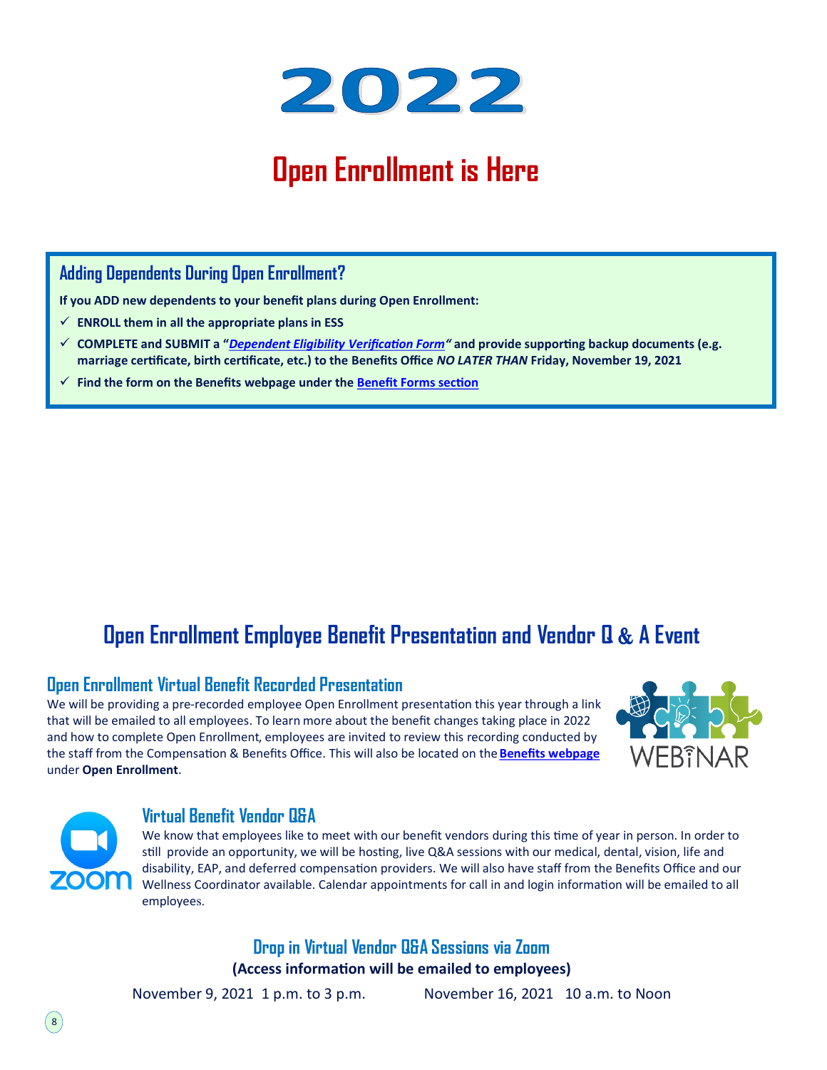# 2022

# Open Enrollment is Here

### Adding Dependents During Open Enrollment?

**If you ADD new dependents to your benefit plans during Open Enrollment:**

- ✓ **ENROLL them in all the appropriate plans in ESS**
- ✓ **COMPLETE and SUBMIT a "*Dependent Eligibility Verification Form*" and provide supporting backup documents (e.g. marriage certificate, birth certificate, etc.) to the Benefits Office *NO LATER THAN* Friday, November 19, 2021**
- ✓ **Find the form on the Benefits webpage under the Benefit Forms section**

## Open Enrollment Employee Benefit Presentation and Vendor Q & A Event

### Open Enrollment Virtual Benefit Recorded Presentation

We will be providing a pre-recorded employee Open Enrollment presentation this year through a link that will be emailed to all employees. To learn more about the benefit changes taking place in 2022 and how to complete Open Enrollment, employees are invited to review this recording conducted by the staff from the Compensation & Benefits Office. This will also be located on the **Benefits webpage** under **Open Enrollment**.

WEBINAR

### Virtual Benefit Vendor Q&A

zoom

We know that employees like to meet with our benefit vendors during this time of year in person. In order to still provide an opportunity, we will be hosting, live Q&A sessions with our medical, dental, vision, life and disability, EAP, and deferred compensation providers. We will also have staff from the Benefits Office and our Wellness Coordinator available. Calendar appointments for call in and login information will be emailed to all employees.

### Drop in Virtual Vendor Q&A Sessions via Zoom

**(Access information will be emailed to employees)**

November 9, 2021 1 p.m. to 3 p.m.

November 16, 2021 10 a.m. to Noon